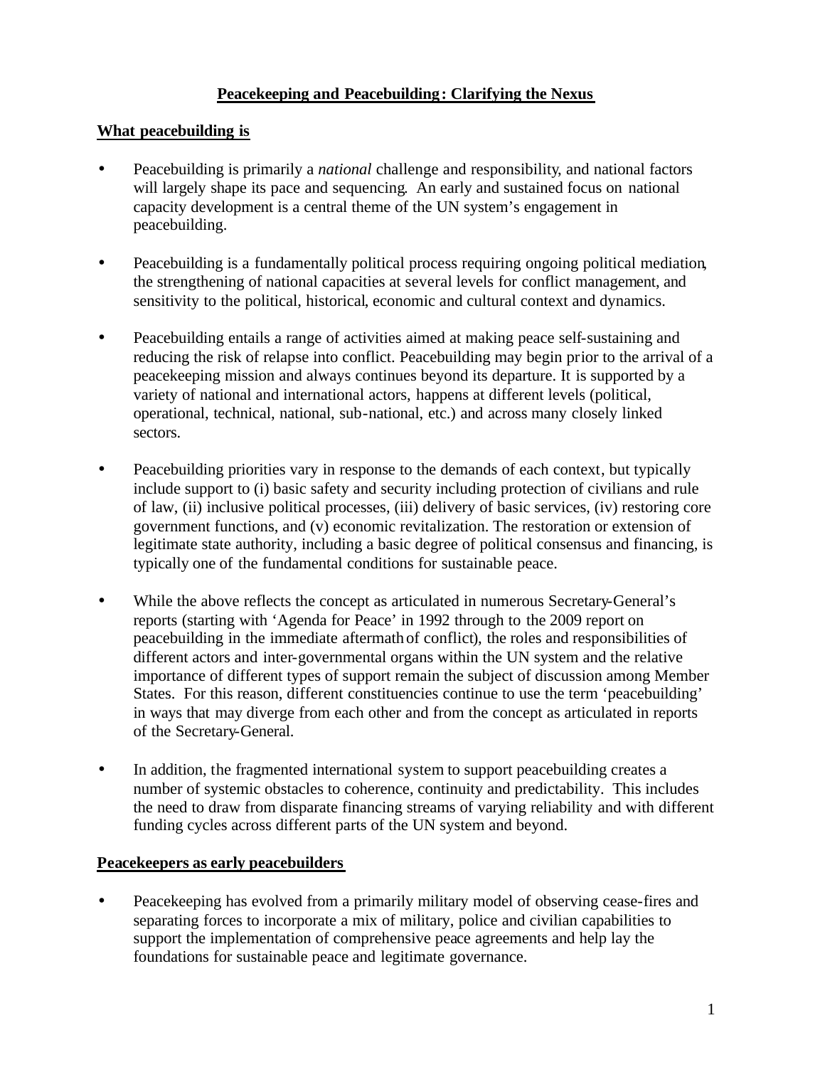# **Peacekeeping and Peacebuilding: Clarifying the Nexus**

## **What peacebuilding is**

- Peacebuilding is primarily a *national* challenge and responsibility, and national factors will largely shape its pace and sequencing. An early and sustained focus on national capacity development is a central theme of the UN system's engagement in peacebuilding.

- Peacebuilding is a fundamentally political process requiring ongoing political mediation, the strengthening of national capacities at several levels for conflict management, and sensitivity to the political, historical, economic and cultural context and dynamics.

- Peacebuilding entails a range of activities aimed at making peace self-sustaining and reducing the risk of relapse into conflict. Peacebuilding may begin prior to the arrival of a peacekeeping mission and always continues beyond its departure. It is supported by a variety of national and international actors, happens at different levels (political, operational, technical, national, sub-national, etc.) and across many closely linked sectors.

- Peacebuilding priorities vary in response to the demands of each context, but typically include support to (i) basic safety and security including protection of civilians and rule of law, (ii) inclusive political processes, (iii) delivery of basic services, (iv) restoring core government functions, and (v) economic revitalization. The restoration or extension of legitimate state authority, including a basic degree of political consensus and financing, is typically one of the fundamental conditions for sustainable peace.

- While the above reflects the concept as articulated in numerous Secretary-General's reports (starting with 'Agenda for Peace' in 1992 through to the 2009 report on peacebuilding in the immediate aftermath of conflict), the roles and responsibilities of different actors and inter-governmental organs within the UN system and the relative importance of different types of support remain the subject of discussion among Member States. For this reason, different constituencies continue to use the term 'peacebuilding' in ways that may diverge from each other and from the concept as articulated in reports of the Secretary-General.

- In addition, the fragmented international system to support peacebuilding creates a number of systemic obstacles to coherence, continuity and predictability. This includes the need to draw from disparate financing streams of varying reliability and with different funding cycles across different parts of the UN system and beyond.

## **Peacekeepers as early peacebuilders**

- Peacekeeping has evolved from a primarily military model of observing cease-fires and separating forces to incorporate a mix of military, police and civilian capabilities to support the implementation of comprehensive peace agreements and help lay the foundations for sustainable peace and legitimate governance.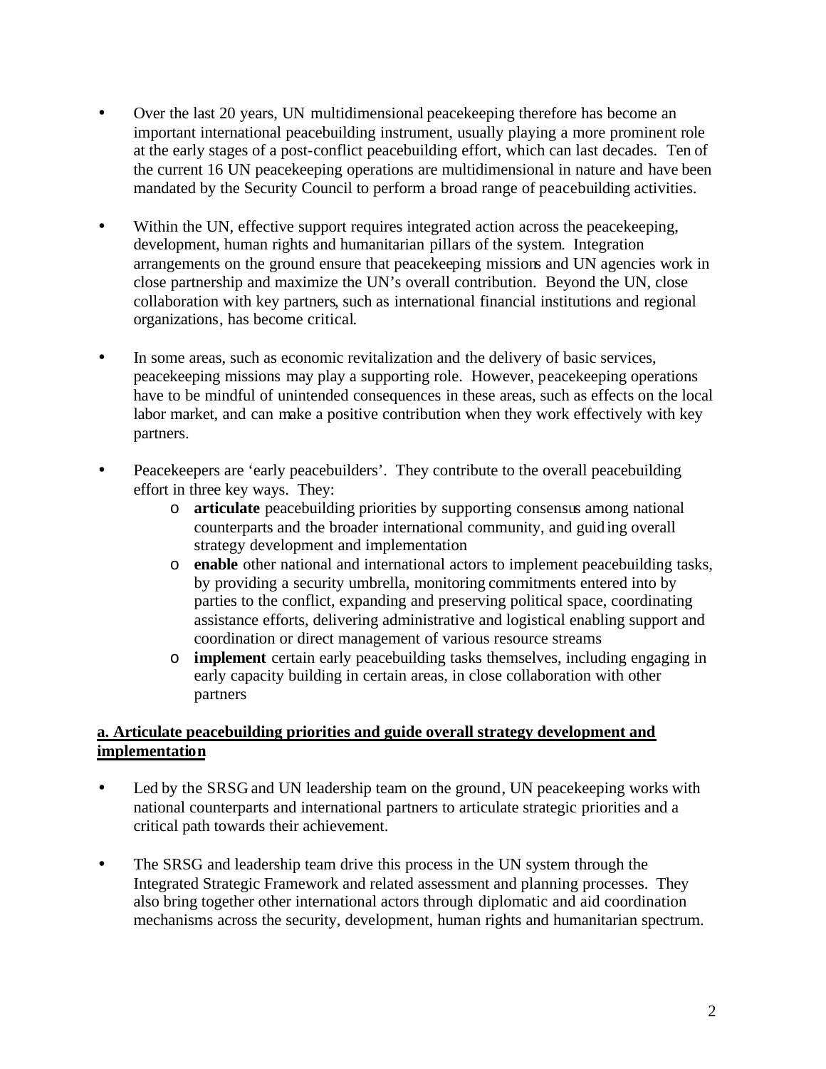- Over the last 20 years, UN multidimensional peacekeeping therefore has become an important international peacebuilding instrument, usually playing a more prominent role at the early stages of a post-conflict peacebuilding effort, which can last decades. Ten of the current 16 UN peacekeeping operations are multidimensional in nature and have been mandated by the Security Council to perform a broad range of peacebuilding activities.

- Within the UN, effective support requires integrated action across the peacekeeping, development, human rights and humanitarian pillars of the system. Integration arrangements on the ground ensure that peacekeeping missions and UN agencies work in close partnership and maximize the UN's overall contribution. Beyond the UN, close collaboration with key partners, such as international financial institutions and regional organizations, has become critical.

- In some areas, such as economic revitalization and the delivery of basic services, peacekeeping missions may play a supporting role. However, peacekeeping operations have to be mindful of unintended consequences in these areas, such as effects on the local labor market, and can make a positive contribution when they work effectively with key partners.

- Peacekeepers are 'early peacebuilders'. They contribute to the overall peacebuilding effort in three key ways. They:
    - **articulate** peacebuilding priorities by supporting consensus among national counterparts and the broader international community, and guiding overall strategy development and implementation
    - **enable** other national and international actors to implement peacebuilding tasks, by providing a security umbrella, monitoring commitments entered into by parties to the conflict, expanding and preserving political space, coordinating assistance efforts, delivering administrative and logistical enabling support and coordination or direct management of various resource streams
    - **implement** certain early peacebuilding tasks themselves, including engaging in early capacity building in certain areas, in close collaboration with other partners

**<u>a. Articulate peacebuilding priorities and guide overall strategy development and implementation</u>**

- Led by the SRSG and UN leadership team on the ground, UN peacekeeping works with national counterparts and international partners to articulate strategic priorities and a critical path towards their achievement.

- The SRSG and leadership team drive this process in the UN system through the Integrated Strategic Framework and related assessment and planning processes. They also bring together other international actors through diplomatic and aid coordination mechanisms across the security, development, human rights and humanitarian spectrum.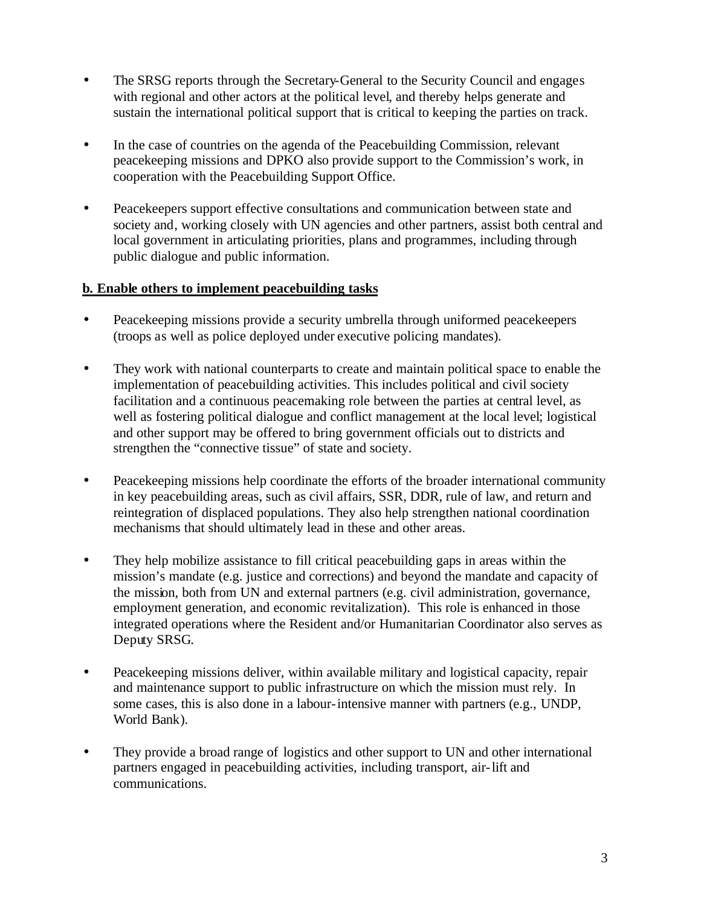- The SRSG reports through the Secretary-General to the Security Council and engages with regional and other actors at the political level, and thereby helps generate and sustain the international political support that is critical to keeping the parties on track.

- In the case of countries on the agenda of the Peacebuilding Commission, relevant peacekeeping missions and DPKO also provide support to the Commission's work, in cooperation with the Peacebuilding Support Office.

- Peacekeepers support effective consultations and communication between state and society and, working closely with UN agencies and other partners, assist both central and local government in articulating priorities, plans and programmes, including through public dialogue and public information.

**b. Enable others to implement peacebuilding tasks**

- Peacekeeping missions provide a security umbrella through uniformed peacekeepers (troops as well as police deployed under executive policing mandates).

- They work with national counterparts to create and maintain political space to enable the implementation of peacebuilding activities. This includes political and civil society facilitation and a continuous peacemaking role between the parties at central level, as well as fostering political dialogue and conflict management at the local level; logistical and other support may be offered to bring government officials out to districts and strengthen the "connective tissue" of state and society.

- Peacekeeping missions help coordinate the efforts of the broader international community in key peacebuilding areas, such as civil affairs, SSR, DDR, rule of law, and return and reintegration of displaced populations. They also help strengthen national coordination mechanisms that should ultimately lead in these and other areas.

- They help mobilize assistance to fill critical peacebuilding gaps in areas within the mission's mandate (e.g. justice and corrections) and beyond the mandate and capacity of the mission, both from UN and external partners (e.g. civil administration, governance, employment generation, and economic revitalization). This role is enhanced in those integrated operations where the Resident and/or Humanitarian Coordinator also serves as Deputy SRSG.

- Peacekeeping missions deliver, within available military and logistical capacity, repair and maintenance support to public infrastructure on which the mission must rely. In some cases, this is also done in a labour-intensive manner with partners (e.g., UNDP, World Bank).

- They provide a broad range of logistics and other support to UN and other international partners engaged in peacebuilding activities, including transport, air-lift and communications.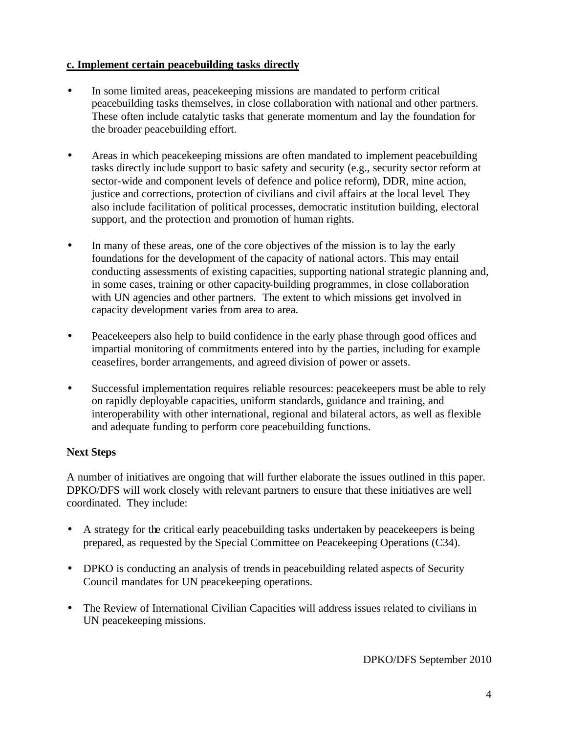**c. Implement certain peacebuilding tasks directly**

- In some limited areas, peacekeeping missions are mandated to perform critical peacebuilding tasks themselves, in close collaboration with national and other partners. These often include catalytic tasks that generate momentum and lay the foundation for the broader peacebuilding effort.

- Areas in which peacekeeping missions are often mandated to implement peacebuilding tasks directly include support to basic safety and security (e.g., security sector reform at sector-wide and component levels of defence and police reform), DDR, mine action, justice and corrections, protection of civilians and civil affairs at the local level. They also include facilitation of political processes, democratic institution building, electoral support, and the protection and promotion of human rights.

- In many of these areas, one of the core objectives of the mission is to lay the early foundations for the development of the capacity of national actors. This may entail conducting assessments of existing capacities, supporting national strategic planning and, in some cases, training or other capacity-building programmes, in close collaboration with UN agencies and other partners. The extent to which missions get involved in capacity development varies from area to area.

- Peacekeepers also help to build confidence in the early phase through good offices and impartial monitoring of commitments entered into by the parties, including for example ceasefires, border arrangements, and agreed division of power or assets.

- Successful implementation requires reliable resources: peacekeepers must be able to rely on rapidly deployable capacities, uniform standards, guidance and training, and interoperability with other international, regional and bilateral actors, as well as flexible and adequate funding to perform core peacebuilding functions.

**Next Steps**

A number of initiatives are ongoing that will further elaborate the issues outlined in this paper. DPKO/DFS will work closely with relevant partners to ensure that these initiatives are well coordinated. They include:

- A strategy for the critical early peacebuilding tasks undertaken by peacekeepers is being prepared, as requested by the Special Committee on Peacekeeping Operations (C34).

- DPKO is conducting an analysis of trends in peacebuilding related aspects of Security Council mandates for UN peacekeeping operations.

- The Review of International Civilian Capacities will address issues related to civilians in UN peacekeeping missions.

DPKO/DFS September 2010